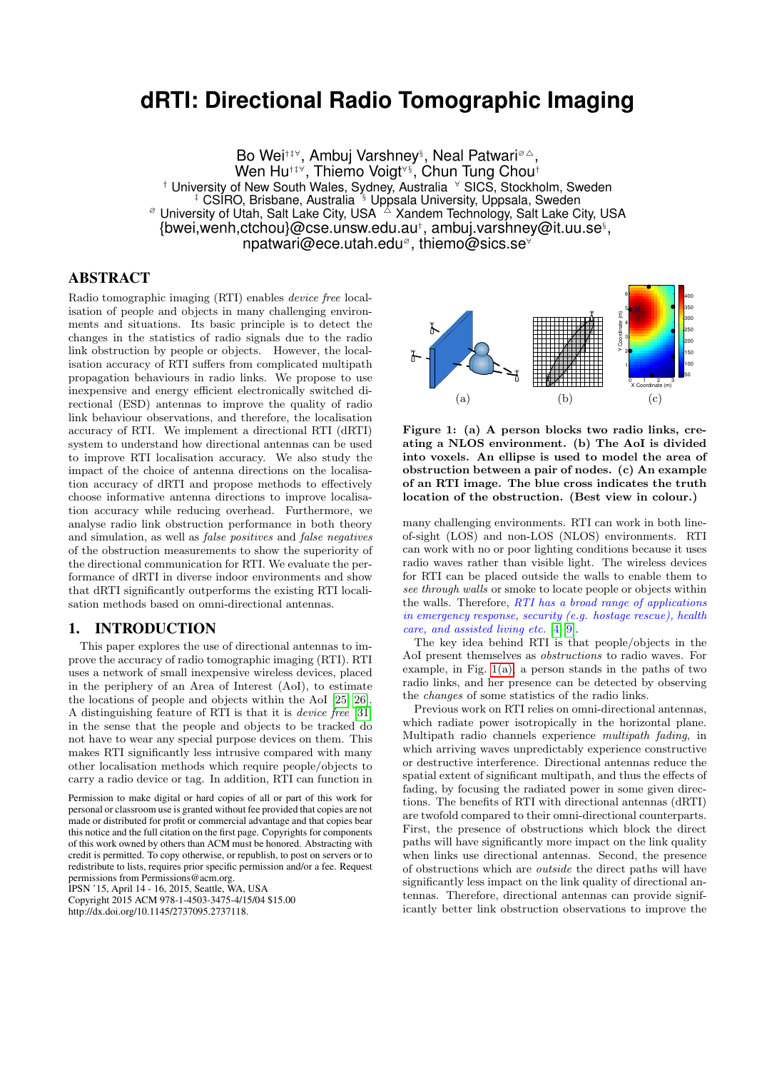# dRTI: Directional Radio Tomographic Imaging

Bo Wei[†‡∀], Ambuj Varshney[§], Neal Patwari[∅△], Wen Hu[†‡∀], Thiemo Voigt[∀§], Chun Tung Chou[†]

[†] University of New South Wales, Sydney, Australia [∀] SICS, Stockholm, Sweden
[‡] CSIRO, Brisbane, Australia [§] Uppsala University, Uppsala, Sweden
[∅] University of Utah, Salt Lake City, USA [△] Xandem Technology, Salt Lake City, USA
{bwei,wenh,ctchou}@cse.unsw.edu.au[†], ambuj.varshney@it.uu.se[§], npatwari@ece.utah.edu[∅], thiemo@sics.se[∀]

## ABSTRACT

Radio tomographic imaging (RTI) enables *device free* localisation of people and objects in many challenging environments and situations. Its basic principle is to detect the changes in the statistics of radio signals due to the radio link obstruction by people or objects. However, the localisation accuracy of RTI suffers from complicated multipath propagation behaviours in radio links. We propose to use inexpensive and energy efficient electronically switched directional (ESD) antennas to improve the quality of radio link behaviour observations, and therefore, the localisation accuracy of RTI. We implement a directional RTI (dRTI) system to understand how directional antennas can be used to improve RTI localisation accuracy. We also study the impact of the choice of antenna directions on the localisation accuracy of dRTI and propose methods to effectively choose informative antenna directions to improve localisation accuracy while reducing overhead. Furthermore, we analyse radio link obstruction performance in both theory and simulation, as well as *false positives* and *false negatives* of the obstruction measurements to show the superiority of the directional communication for RTI. We evaluate the performance of dRTI in diverse indoor environments and show that dRTI significantly outperforms the existing RTI localisation methods based on omni-directional antennas.

## 1. INTRODUCTION

This paper explores the use of directional antennas to improve the accuracy of radio tomographic imaging (RTI). RTI uses a network of small inexpensive wireless devices, placed in the periphery of an Area of Interest (AoI), to estimate the locations of people and objects within the AoI [25, 26]. A distinguishing feature of RTI is that it is *device free* [31] in the sense that the people and objects to be tracked do not have to wear any special purpose devices on them. This makes RTI significantly less intrusive compared with many other localisation methods which require people/objects to carry a radio device or tag. In addition, RTI can function in many challenging environments. RTI can work in both line-of-sight (LOS) and non-LOS (NLOS) environments. RTI can work with no or poor lighting conditions because it uses radio waves rather than visible light. The wireless devices for RTI can be placed outside the walls to enable them to *see through walls* or smoke to locate people or objects within the walls. Therefore, *RTI has a broad range of applications in emergency response, security (e.g. hostage rescue), health care, and assisted living etc.* [4, 9].

Permission to make digital or hard copies of all or part of this work for personal or classroom use is granted without fee provided that copies are not made or distributed for profit or commercial advantage and that copies bear this notice and the full citation on the first page. Copyrights for components of this work owned by others than ACM must be honored. Abstracting with credit is permitted. To copy otherwise, or republish, to post on servers or to redistribute to lists, requires prior specific permission and/or a fee. Request permissions from Permissions@acm.org.
IPSN '15, April 14 - 16, 2015, Seattle, WA, USA
Copyright 2015 ACM 978-1-4503-3475-4/15/04 $15.00
http://dx.doi.org/10.1145/2737095.2737118.

(a)

(b)

Y Coordinate (m)
X Coordinate (m)
0 1 2 3
1 2 3 4 5 6
400 350 300 250 200 150 100 50

(c)

**Figure 1: (a) A person blocks two radio links, creating a NLOS environment. (b) The AoI is divided into voxels. An ellipse is used to model the area of obstruction between a pair of nodes. (c) An example of an RTI image. The blue cross indicates the truth location of the obstruction. (Best view in colour.)**

The key idea behind RTI is that people/objects in the AoI present themselves as *obstructions* to radio waves. For example, in Fig. 1(a), a person stands in the paths of two radio links, and her presence can be detected by observing the *changes* of some statistics of the radio links.

Previous work on RTI relies on omni-directional antennas, which radiate power isotropically in the horizontal plane. Multipath radio channels experience *multipath fading*, in which arriving waves unpredictably experience constructive or destructive interference. Directional antennas reduce the spatial extent of significant multipath, and thus the effects of fading, by focusing the radiated power in some given directions. The benefits of RTI with directional antennas (dRTI) are twofold compared to their omni-directional counterparts. First, the presence of obstructions which block the direct paths will have significantly more impact on the link quality when links use directional antennas. Second, the presence of obstructions which are *outside* the direct paths will have significantly less impact on the link quality of directional antennas. Therefore, directional antennas can provide significantly better link obstruction observations to improve the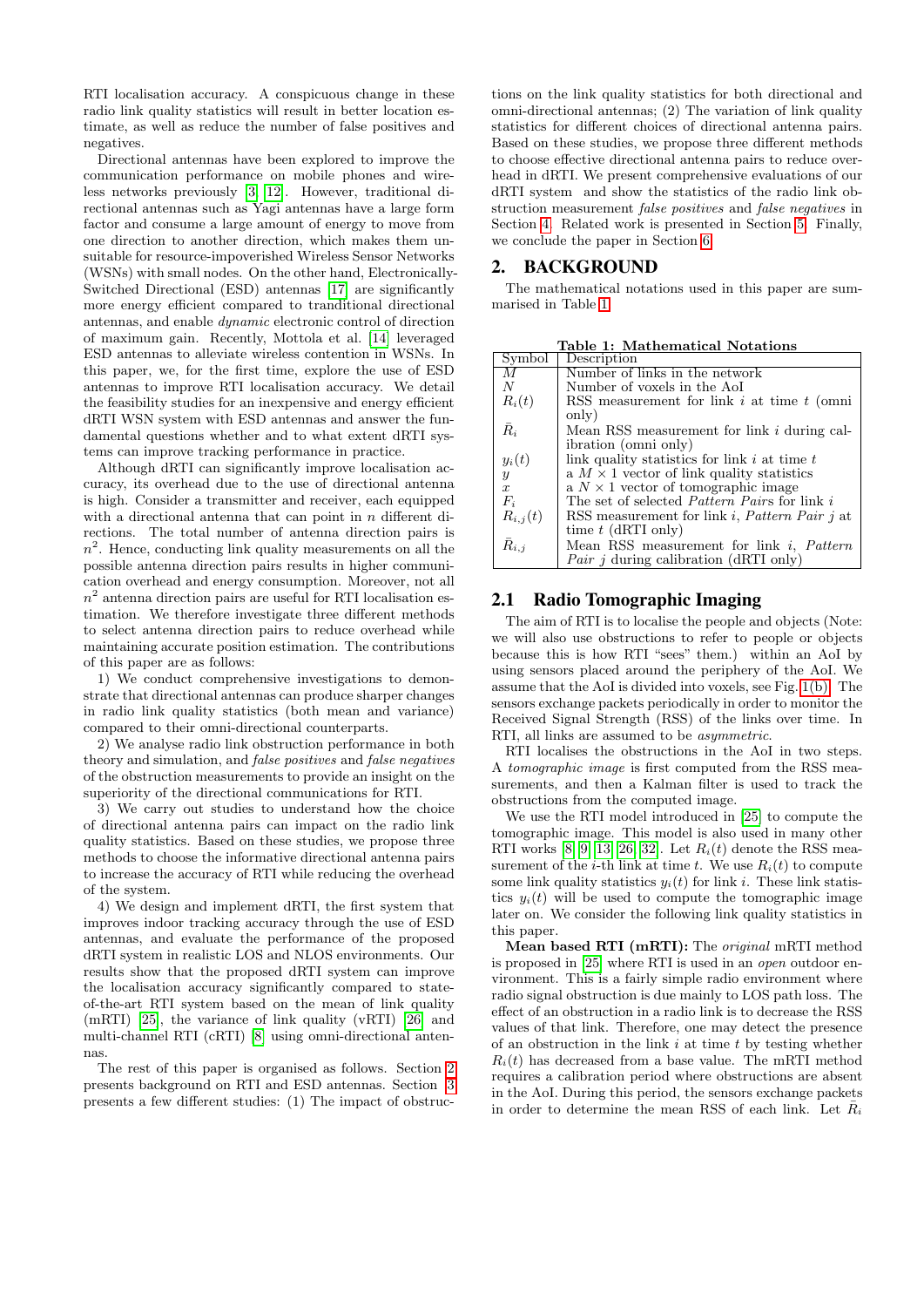RTI localisation accuracy. A conspicuous change in these radio link quality statistics will result in better location estimate, as well as reduce the number of false positives and negatives.

Directional antennas have been explored to improve the communication performance on mobile phones and wireless networks previously [3, 12]. However, traditional directional antennas such as Yagi antennas have a large form factor and consume a large amount of energy to move from one direction to another direction, which makes them unsuitable for resource-impoverished Wireless Sensor Networks (WSNs) with small nodes. On the other hand, Electronically-Switched Directional (ESD) antennas [17] are significantly more energy efficient compared to tranditional directional antennas, and enable *dynamic* electronic control of direction of maximum gain. Recently, Mottola et al. [14] leveraged ESD antennas to alleviate wireless contention in WSNs. In this paper, we, for the first time, explore the use of ESD antennas to improve RTI localisation accuracy. We detail the feasibility studies for an inexpensive and energy efficient dRTI WSN system with ESD antennas and answer the fundamental questions whether and to what extent dRTI systems can improve tracking performance in practice.

Although dRTI can significantly improve localisation accuracy, its overhead due to the use of directional antenna is high. Consider a transmitter and receiver, each equipped with a directional antenna that can point in $n$ different directions. The total number of antenna direction pairs is $n^2$. Hence, conducting link quality measurements on all the possible antenna direction pairs results in higher communication overhead and energy consumption. Moreover, not all $n^2$ antenna direction pairs are useful for RTI localisation estimation. We therefore investigate three different methods to select antenna direction pairs to reduce overhead while maintaining accurate position estimation. The contributions of this paper are as follows:

1) We conduct comprehensive investigations to demonstrate that directional antennas can produce sharper changes in radio link quality statistics (both mean and variance) compared to their omni-directional counterparts.

2) We analyse radio link obstruction performance in both theory and simulation, and *false positives* and *false negatives* of the obstruction measurements to provide an insight on the superiority of the directional communications for RTI.

3) We carry out studies to understand how the choice of directional antenna pairs can impact on the radio link quality statistics. Based on these studies, we propose three methods to choose the informative directional antenna pairs to increase the accuracy of RTI while reducing the overhead of the system.

4) We design and implement dRTI, the first system that improves indoor tracking accuracy through the use of ESD antennas, and evaluate the performance of the proposed dRTI system in realistic LOS and NLOS environments. Our results show that the proposed dRTI system can improve the localisation accuracy significantly compared to state-of-the-art RTI system based on the mean of link quality (mRTI) [25], the variance of link quality (vRTI) [26] and multi-channel RTI (cRTI) [8] using omni-directional antennas.

The rest of this paper is organised as follows. Section 2 presents background on RTI and ESD antennas. Section 3 presents a few different studies: (1) The impact of obstructions on the link quality statistics for both directional and omni-directional antennas; (2) The variation of link quality statistics for different choices of directional antenna pairs. Based on these studies, we propose three different methods to choose effective directional antenna pairs to reduce overhead in dRTI. We present comprehensive evaluations of our dRTI system and show the statistics of the radio link obstruction measurement *false positives* and *false negatives* in Section 4. Related work is presented in Section 5. Finally, we conclude the paper in Section 6.

## 2. BACKGROUND

The mathematical notations used in this paper are summarised in Table 1.

**Table 1: Mathematical Notations**

| Symbol | Description |
|---|---|
| $M$ | Number of links in the network |
| $N$ | Number of voxels in the AoI |
| $R_i(t)$ | RSS measurement for link $i$ at time $t$ (omni only) |
| $\bar{R}_i$ | Mean RSS measurement for link $i$ during calibration (omni only) |
| $y_i(t)$ | link quality statistics for link $i$ at time $t$ |
| $y$ | a $M \times 1$ vector of link quality statistics |
| $x$ | a $N \times 1$ vector of tomographic image |
| $F_i$ | The set of selected *Pattern Pairs* for link $i$ |
| $R_{i,j}(t)$ | RSS measurement for link $i$, *Pattern Pair* $j$ at time $t$ (dRTI only) |
| $\bar{R}_{i,j}$ | Mean RSS measurement for link $i$, *Pattern Pair* $j$ during calibration (dRTI only) |

### 2.1 Radio Tomographic Imaging

The aim of RTI is to localise the people and objects (Note: we will also use obstructions to refer to people or objects because this is how RTI "sees" them.) within an AoI by using sensors placed around the periphery of the AoI. We assume that the AoI is divided into voxels, see Fig. 1(b). The sensors exchange packets periodically in order to monitor the Received Signal Strength (RSS) of the links over time. In RTI, all links are assumed to be *asymmetric*.

RTI localises the obstructions in the AoI in two steps. A *tomographic image* is first computed from the RSS measurements, and then a Kalman filter is used to track the obstructions from the computed image.

We use the RTI model introduced in [25] to compute the tomographic image. This model is also used in many other RTI works [8, 9, 13, 26, 32]. Let $R_i(t)$ denote the RSS measurement of the $i$-th link at time $t$. We use $R_i(t)$ to compute some link quality statistics $y_i(t)$ for link $i$. These link statistics $y_i(t)$ will be used to compute the tomographic image later on. We consider the following link quality statistics in this paper.

**Mean based RTI (mRTI):** The *original* mRTI method is proposed in [25] where RTI is used in an *open* outdoor environment. This is a fairly simple radio environment where radio signal obstruction is due mainly to LOS path loss. The effect of an obstruction in a radio link is to decrease the RSS values of that link. Therefore, one may detect the presence of an obstruction in the link $i$ at time $t$ by testing whether $R_i(t)$ has decreased from a base value. The mRTI method requires a calibration period where obstructions are absent in the AoI. During this period, the sensors exchange packets in order to determine the mean RSS of each link. Let $\bar{R}_i$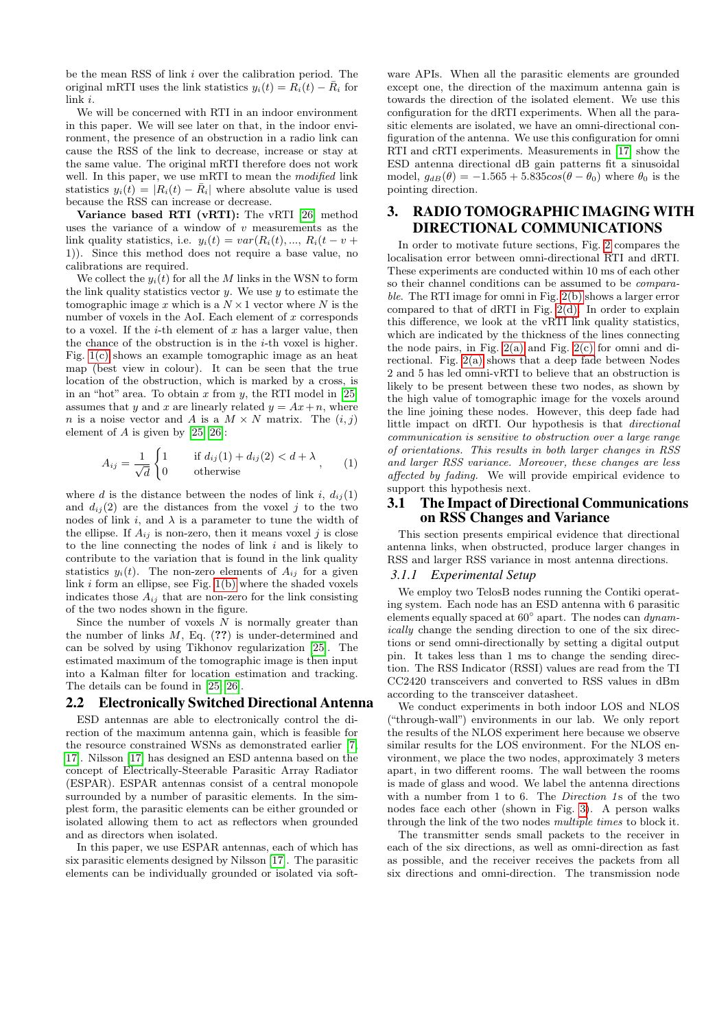be the mean RSS of link $i$ over the calibration period. The original mRTI uses the link statistics $y_i(t) = R_i(t) - \bar{R}_i$ for link $i$.

We will be concerned with RTI in an indoor environment in this paper. We will see later on that, in the indoor environment, the presence of an obstruction in a radio link can cause the RSS of the link to decrease, increase or stay at the same value. The original mRTI therefore does not work well. In this paper, we use mRTI to mean the *modified* link statistics $y_i(t) = |R_i(t) - \bar{R}_i|$ where absolute value is used because the RSS can increase or decrease.

**Variance based RTI (vRTI):** The vRTI [26] method uses the variance of a window of $v$ measurements as the link quality statistics, i.e. $y_i(t) = var(R_i(t), ..., R_i(t - v + 1))$. Since this method does not require a base value, no calibrations are required.

We collect the $y_i(t)$ for all the $M$ links in the WSN to form the link quality statistics vector $y$. We use $y$ to estimate the tomographic image $x$ which is a $N \times 1$ vector where $N$ is the number of voxels in the AoI. Each element of $x$ corresponds to a voxel. If the $i$-th element of $x$ has a larger value, then the chance of the obstruction is in the $i$-th voxel is higher. Fig. 1(c) shows an example tomographic image as an heat map (best view in colour). It can be seen that the true location of the obstruction, which is marked by a cross, is in an "hot" area. To obtain $x$ from $y$, the RTI model in [25] assumes that $y$ and $x$ are linearly related $y = Ax + n$, where $n$ is a noise vector and $A$ is a $M \times N$ matrix. The $(i, j)$ element of $A$ is given by [25, 26]:

$$A_{ij} = \frac{1}{\sqrt{d}} \begin{cases} 1 & \text{if } d_{ij}(1) + d_{ij}(2) < d + \lambda \\ 0 & \text{otherwise} \end{cases}, \qquad (1)$$

where $d$ is the distance between the nodes of link $i$, $d_{ij}(1)$ and $d_{ij}(2)$ are the distances from the voxel $j$ to the two nodes of link $i$, and $\lambda$ is a parameter to tune the width of the ellipse. If $A_{ij}$ is non-zero, then it means voxel $j$ is close to the line connecting the nodes of link $i$ and is likely to contribute to the variation that is found in the link quality statistics $y_i(t)$. The non-zero elements of $A_{ij}$ for a given link $i$ form an ellipse, see Fig. 1(b) where the shaded voxels indicates those $A_{ij}$ that are non-zero for the link consisting of the two nodes shown in the figure.

Since the number of voxels $N$ is normally greater than the number of links $M$, Eq. (??) is under-determined and can be solved by using Tikhonov regularization [25]. The estimated maximum of the tomographic image is then input into a Kalman filter for location estimation and tracking. The details can be found in [25, 26].

## 2.2 Electronically Switched Directional Antenna

ESD antennas are able to electronically control the direction of the maximum antenna gain, which is feasible for the resource constrained WSNs as demonstrated earlier [7, 17]. Nilsson [17] has designed an ESD antenna based on the concept of Electrically-Steerable Parasitic Array Radiator (ESPAR). ESPAR antennas consist of a central monopole surrounded by a number of parasitic elements. In the simplest form, the parasitic elements can be either grounded or isolated allowing them to act as reflectors when grounded and as directors when isolated.

In this paper, we use ESPAR antennas, each of which has six parasitic elements designed by Nilsson [17]. The parasitic elements can be individually grounded or isolated via software APIs. When all the parasitic elements are grounded except one, the direction of the maximum antenna gain is towards the direction of the isolated element. We use this configuration for the dRTI experiments. When all the parasitic elements are isolated, we have an omni-directional configuration of the antenna. We use this configuration for omni RTI and cRTI experiments. Measurements in [17] show the ESD antenna directional dB gain patterns fit a sinusoidal model, $g_{dB}(\theta) = -1.565 + 5.835cos(\theta - \theta_0)$ where $\theta_0$ is the pointing direction.

# 3. RADIO TOMOGRAPHIC IMAGING WITH DIRECTIONAL COMMUNICATIONS

In order to motivate future sections, Fig. 2 compares the localisation error between omni-directional RTI and dRTI. These experiments are conducted within 10 ms of each other so their channel conditions can be assumed to be *comparable*. The RTI image for omni in Fig. 2(b) shows a larger error compared to that of dRTI in Fig. 2(d). In order to explain this difference, we look at the vRTI link quality statistics, which are indicated by the thickness of the lines connecting the node pairs, in Fig. 2(a) and Fig. 2(c) for omni and directional. Fig. 2(a) shows that a deep fade between Nodes 2 and 5 has led omni-vRTI to believe that an obstruction is likely to be present between these two nodes, as shown by the high value of tomographic image for the voxels around the line joining these nodes. However, this deep fade had little impact on dRTI. Our hypothesis is that *directional communication is sensitive to obstruction over a large range of orientations. This results in both larger changes in RSS and larger RSS variance. Moreover, these changes are less affected by fading.* We will provide empirical evidence to support this hypothesis next.

## 3.1 The Impact of Directional Communications on RSS Changes and Variance

This section presents empirical evidence that directional antenna links, when obstructed, produce larger changes in RSS and larger RSS variance in most antenna directions.

### 3.1.1 Experimental Setup

We employ two TelosB nodes running the Contiki operating system. Each node has an ESD antenna with 6 parasitic elements equally spaced at 60° apart. The nodes can *dynamically* change the sending direction to one of the six directions or send omni-directionally by setting a digital output pin. It takes less than 1 ms to change the sending direction. The RSS Indicator (RSSI) values are read from the TI CC2420 transceivers and converted to RSS values in dBm according to the transceiver datasheet.

We conduct experiments in both indoor LOS and NLOS ("through-wall") environments in our lab. We only report the results of the NLOS experiment here because we observe similar results for the LOS environment. For the NLOS environment, we place the two nodes, approximately 3 meters apart, in two different rooms. The wall between the rooms is made of glass and wood. We label the antenna directions with a number from 1 to 6. The *Direction 1*s of the two nodes face each other (shown in Fig. 3). A person walks through the link of the two nodes *multiple times* to block it.

The transmitter sends small packets to the receiver in each of the six directions, as well as omni-direction as fast as possible, and the receiver receives the packets from all six directions and omni-direction. The transmission node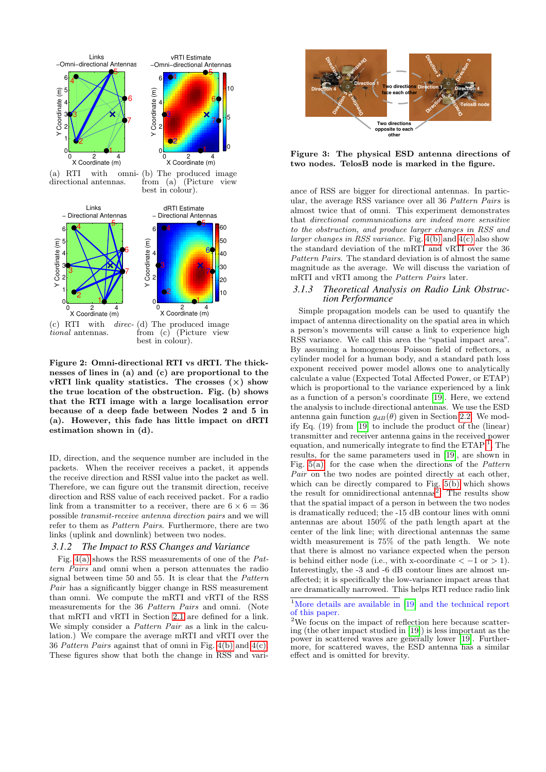(a) RTI with omni-directional antennas.

(b) The produced image from (a) (Picture view best in colour).

(c) RTI with *directional* antennas.

(d) The produced image from (c) (Picture view best in colour).

**Figure 2: Omni-directional RTI vs dRTI. The thicknesses of lines in (a) and (c) are proportional to the vRTI link quality statistics. The crosses (×) show the true location of the obstruction. Fig. (b) shows that the RTI image with a large localisation error because of a deep fade between Nodes 2 and 5 in (a). However, this fade has little impact on dRTI estimation shown in (d).**

ID, direction, and the sequence number are included in the packets. When the receiver receives a packet, it appends the receive direction and RSSI value into the packet as well. Therefore, we can figure out the transmit direction, receive direction and RSS value of each received packet. For a radio link from a transmitter to a receiver, there are $6 \times 6 = 36$ possible *transmit-receive antenna direction pairs* and we will refer to them as *Pattern Pairs*. Furthermore, there are two links (uplink and downlink) between two nodes.

### 3.1.2 The Impact to RSS Changes and Variance

Fig. 4(a) shows the RSS measurements of one of the *Pattern Pairs* and omni when a person attenuates the radio signal between time 50 and 55. It is clear that the *Pattern Pair* has a significantly bigger change in RSS measurement than omni. We compute the mRTI and vRTI of the RSS measurements for the 36 *Pattern Pairs* and omni. (Note that mRTI and vRTI in Section 2.1 are defined for a link. We simply consider a *Pattern Pair* as a link in the calculation.) We compare the average mRTI and vRTI over the 36 *Pattern Pairs* against that of omni in Fig. 4(b) and 4(c). These figures show that both the change in RSS and variance of RSS are bigger for directional antennas. In particular, the average RSS variance over all 36 *Pattern Pairs* is almost twice that of omni. This experiment demonstrates that *directional communications are indeed more sensitive to the obstruction, and produce larger changes in RSS and larger changes in RSS variance.* Fig. 4(b) and 4(c) also show the standard deviation of the mRTI and vRTI over the 36 *Pattern Pairs*. The standard deviation is of almost the same magnitude as the average. We will discuss the variation of mRTI and vRTI among the *Pattern Pairs* later.

**Figure 3: The physical ESD antenna directions of two nodes. TelosB node is marked in the figure.**

### 3.1.3 Theoretical Analysis on Radio Link Obstruction Performance

Simple propagation models can be used to quantify the impact of antenna directionality on the spatial area in which a person's movements will cause a link to experience high RSS variance. We call this area the "spatial impact area". By assuming a homogeneous Poisson field of reflectors, a cylinder model for a human body, and a standard path loss exponent received power model allows one to analytically calculate a value (Expected Total Affected Power, or ETAP) which is proportional to the variance experienced by a link as a function of a person's coordinate [19]. Here, we extend the analysis to include directional antennas. We use the ESD antenna gain function $g_{dB}(\theta)$ given in Section 2.2. We modify Eq. (19) from [19] to include the product of the (linear) transmitter and receiver antenna gains in the received power equation, and numerically integrate to find the ETAP [1]. The results, for the same parameters used in [19], are shown in Fig. 5(a) for the case when the directions of the *Pattern Pair* on the two nodes are pointed directly at each other, which can be directly compared to Fig. 5(b) which shows the result for omnidirectional antennas[2]. The results show that the spatial impact of a person in between the two nodes is dramatically reduced; the -15 dB contour lines with omni antennas are about 150% of the path length apart at the center of the link line; with directional antennas the same width measurement is 75% of the path length. We note that there is almost no variance expected when the person is behind either node (i.e., with x-coordinate $< -1$ or $> 1$). Interestingly, the -3 and -6 dB contour lines are almost unaffected; it is specifically the low-variance impact areas that are dramatically narrowed. This helps RTI reduce radio link

[1] More details are available in [19] and the technical report of this paper.

[2] We focus on the impact of reflection here because scattering (the other impact studied in [19]) is less important as the power in scattered waves are generally lower [19]. Furthermore, for scattered waves, the ESD antenna has a similar effect and is omitted for brevity.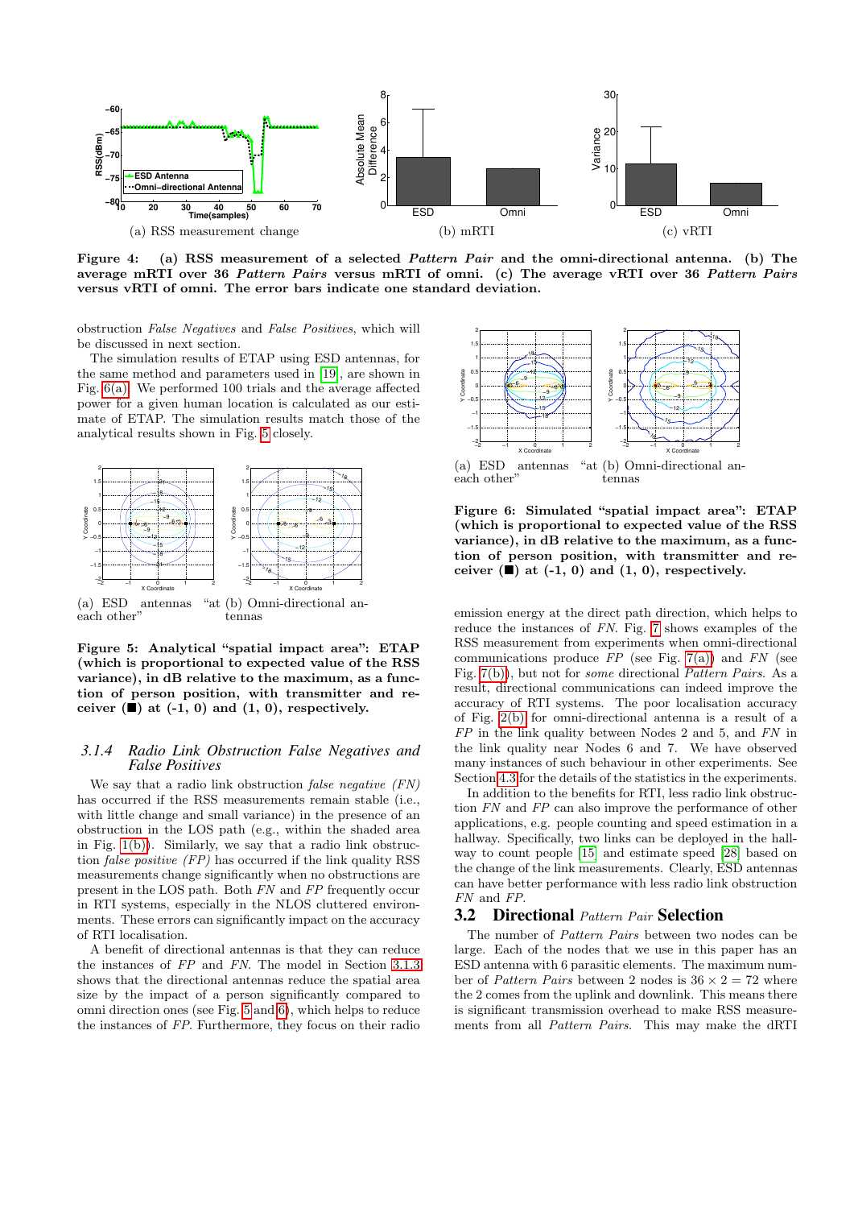(a) RSS measurement change

(b) mRTI

(c) vRTI

**Figure 4: (a) RSS measurement of a selected *Pattern Pair* and the omni-directional antenna. (b) The average mRTI over 36 *Pattern Pairs* versus mRTI of omni. (c) The average vRTI over 36 *Pattern Pairs* versus vRTI of omni. The error bars indicate one standard deviation.**

obstruction *False Negatives* and *False Positives*, which will be discussed in next section.

The simulation results of ETAP using ESD antennas, for the same method and parameters used in [19], are shown in Fig. 6(a). We performed 100 trials and the average affected power for a given human location is calculated as our estimate of ETAP. The simulation results match those of the analytical results shown in Fig. 5 closely.

(a) ESD antennas "at each other"

(b) Omni-directional antennas

**Figure 5: Analytical "spatial impact area": ETAP (which is proportional to expected value of the RSS variance), in dB relative to the maximum, as a function of person position, with transmitter and receiver (■) at (-1, 0) and (1, 0), respectively.**

### 3.1.4 Radio Link Obstruction False Negatives and False Positives

We say that a radio link obstruction *false negative (FN)* has occurred if the RSS measurements remain stable (i.e., with little change and small variance) in the presence of an obstruction in the LOS path (e.g., within the shaded area in Fig. 1(b)). Similarly, we say that a radio link obstruction *false positive (FP)* has occurred if the link quality RSS measurements change significantly when no obstructions are present in the LOS path. Both *FN* and *FP* frequently occur in RTI systems, especially in the NLOS cluttered environments. These errors can significantly impact on the accuracy of RTI localisation.

A benefit of directional antennas is that they can reduce the instances of *FP* and *FN*. The model in Section 3.1.3 shows that the directional antennas reduce the spatial area size by the impact of a person significantly compared to omni direction ones (see Fig. 5 and 6), which helps to reduce the instances of *FP*. Furthermore, they focus on their radio emission energy at the direct path direction, which helps to reduce the instances of *FN*. Fig. 7 shows examples of the RSS measurement from experiments when omni-directional communications produce *FP* (see Fig. 7(a)) and *FN* (see Fig. 7(b)), but not for *some* directional *Pattern Pairs*. As a result, directional communications can indeed improve the accuracy of RTI systems. The poor localisation accuracy of Fig. 2(b) for omni-directional antenna is a result of a *FP* in the link quality between Nodes 2 and 5, and *FN* in the link quality near Nodes 6 and 7. We have observed many instances of such behaviour in other experiments. See Section 4.3 for the details of the statistics in the experiments.

In addition to the benefits for RTI, less radio link obstruction *FN* and *FP* can also improve the performance of other applications, e.g. people counting and speed estimation in a hallway. Specifically, two links can be deployed in the hallway to count people [15] and estimate speed [28] based on the change of the link measurements. Clearly, ESD antennas can have better performance with less radio link obstruction *FN* and *FP*.

(a) ESD antennas "at each other"

(b) Omni-directional antennas

**Figure 6: Simulated "spatial impact area": ETAP (which is proportional to expected value of the RSS variance), in dB relative to the maximum, as a function of person position, with transmitter and receiver (■) at (-1, 0) and (1, 0), respectively.**

## 3.2 Directional *Pattern Pair* Selection

The number of *Pattern Pairs* between two nodes can be large. Each of the nodes that we use in this paper has an ESD antenna with 6 parasitic elements. The maximum number of *Pattern Pairs* between 2 nodes is $36 \times 2 = 72$ where the 2 comes from the uplink and downlink. This means there is significant transmission overhead to make RSS measurements from all *Pattern Pairs*. This may make the dRTI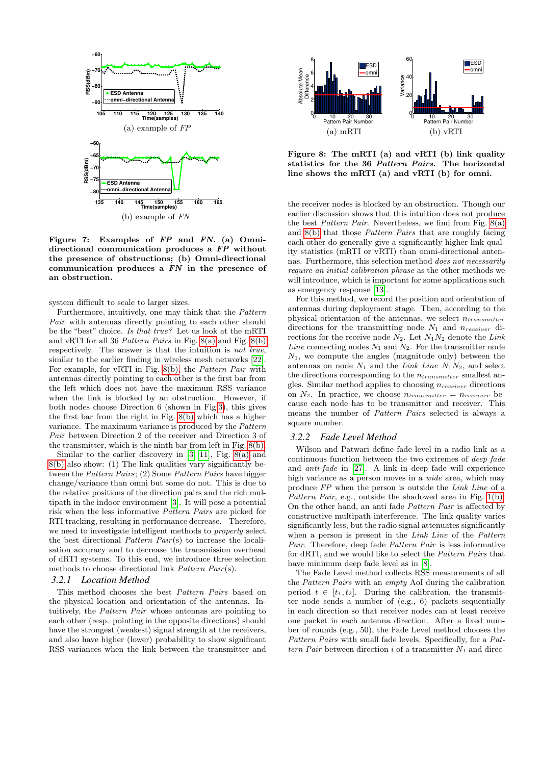(a) example of *FP*

(b) example of *FN*

**Figure 7: Examples of *FP* and *FN*. (a) Omni-directional communication produces a *FP* without the presence of obstructions; (b) Omni-directional communication produces a *FN* in the presence of an obstruction.**

system difficult to scale to larger sizes.

Furthermore, intuitively, one may think that the *Pattern Pair* with antennas directly pointing to each other should be the "best" choice. *Is that true?* Let us look at the mRTI and vRTI for all 36 *Pattern Pairs* in Fig. 8(a) and Fig. 8(b) respectively. The answer is that the intuition is *not true*, similar to the earlier finding in wireless mesh networks [22]. For example, for vRTI in Fig. 8(b), the *Pattern Pair* with antennas directly pointing to each other is the first bar from the left which does not have the maximum RSS variance when the link is blocked by an obstruction. However, if both nodes choose Direction 6 (shown in Fig.3), this gives the first bar from the right in Fig. 8(b) which has a higher variance. The maximum variance is produced by the *Pattern Pair* between Direction 2 of the receiver and Direction 3 of the transmitter, which is the ninth bar from left in Fig. 8(b).

Similar to the earlier discovery in [3, 11], Fig. 8(a) and 8(b) also show: (1) The link qualities vary significantly between the *Pattern Pairs*; (2) Some *Pattern Pairs* have bigger change/variance than omni but some do not. This is due to the relative positions of the direction pairs and the rich multipath in the indoor environment [3]. It will pose a potential risk when the less informative *Pattern Pairs* are picked for RTI tracking, resulting in performance decrease. Therefore, we need to investigate intelligent methods to *properly* select the best directional *Pattern Pair*(s) to increase the localisation accuracy and to decrease the transmission overhead of dRTI systems. To this end, we introduce three selection methods to choose directional link *Pattern Pair*(s).

### 3.2.1 Location Method

This method chooses the best *Pattern Pairs* based on the physical location and orientation of the antennas. Intuitively, the *Pattern Pair* whose antennas are pointing to each other (resp. pointing in the opposite directions) should have the strongest (weakest) signal strength at the receivers, and also have higher (lower) probability to show significant RSS variances when the link between the transmitter and

(a) mRTI (b) vRTI

**Figure 8: The mRTI (a) and vRTI (b) link quality statistics for the 36 *Pattern Pairs*. The horizontal line shows the mRTI (a) and vRTI (b) for omni.**

the receiver nodes is blocked by an obstruction. Though our earlier discussion shows that this intuition does not produce the best *Pattern Pair*. Nevertheless, we find from Fig. 8(a) and 8(b) that those *Pattern Pairs* that are roughly facing each other do generally give a significantly higher link quality statistics (mRTI or vRTI) than omni-directional antennas. Furthermore, this selection method *does not necessarily require an initial calibration phrase* as the other methods we will introduce, which is important for some applications such as emergency response [13].

For this method, we record the position and orientation of antennas during deployment stage. Then, according to the physical orientation of the antennas, we select $n_{transmitter}$ directions for the transmitting node $N_1$ and $n_{receiver}$ directions for the receive node $N_2$. Let $N_1N_2$ denote the *Link Line* connecting nodes $N_1$ and $N_2$. For the transmitter node $N_1$, we compute the angles (magnitude only) between the antennas on node $N_1$ and the *Link Line* $N_1N_2$, and select the directions corresponding to the $n_{transmitter}$ smallest angles. Similar method applies to choosing $n_{receiver}$ directions on $N_2$. In practice, we choose $n_{transmitter} = n_{receiver}$ because each node has to be transmitter and receiver. This means the number of *Pattern Pairs* selected is always a square number.

### 3.2.2 Fade Level Method

Wilson and Patwari define fade level in a radio link as a continuous function between the two extremes of *deep fade* and *anti-fade* in [27]. A link in deep fade will experience high variance as a person moves in a *wide* area, which may produce *FP* when the person is outside the *Link Line* of a *Pattern Pair*, e.g., outside the shadowed area in Fig. 1(b). On the other hand, an anti fade *Pattern Pair* is affected by constructive multipath interference. The link quality varies significantly less, but the radio signal attenuates significantly when a person is present in the *Link Line* of the *Pattern Pair*. Therefore, deep fade *Pattern Pair* is less informative for dRTI, and we would like to select the *Pattern Pairs* that have minimum deep fade level as in [8].

The Fade Level method collects RSS measurements of all the *Pattern Pairs* with an *empty* AoI during the calibration period $t \in [t_1, t_2]$. During the calibration, the transmitter node sends a number of (e.g., 6) packets sequentially in each direction so that receiver nodes can at least receive one packet in each antenna direction. After a fixed number of rounds (e.g., 50), the Fade Level method chooses the *Pattern Pairs* with small fade levels. Specifically, for a *Pattern Pair* between direction $i$ of a transmitter $N_1$ and direc-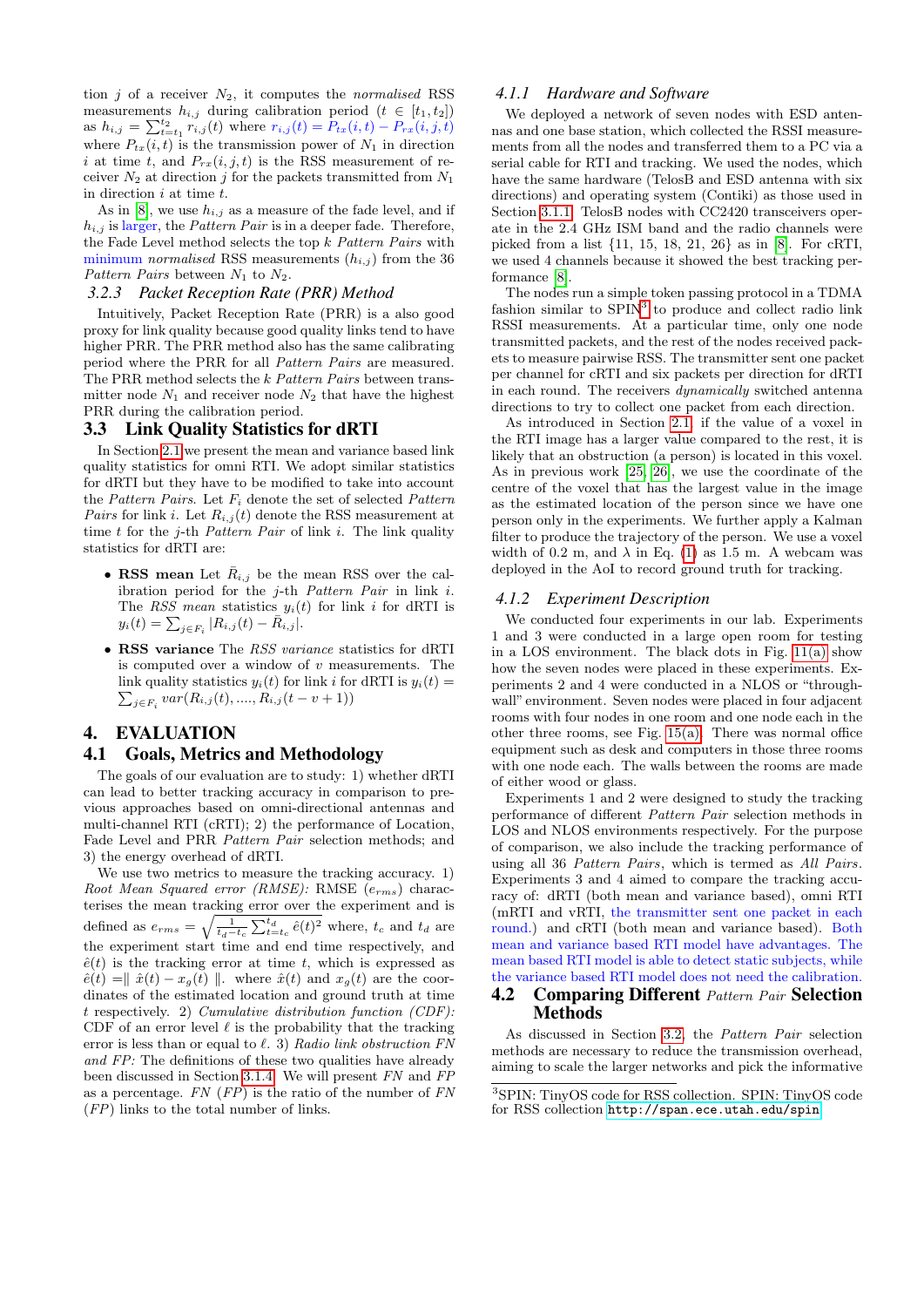tion $j$ of a receiver $N_2$, it computes the *normalised* RSS measurements $h_{i,j}$ during calibration period ($t \in [t_1, t_2]$) as $h_{i,j} = \sum_{t=t_1}^{t_2} r_{i,j}(t)$ where $r_{i,j}(t) = P_{tx}(i,t) - P_{rx}(i,j,t)$ where $P_{tx}(i,t)$ is the transmission power of $N_1$ in direction $i$ at time $t$, and $P_{rx}(i,j,t)$ is the RSS measurement of receiver $N_2$ at direction $j$ for the packets transmitted from $N_1$ in direction $i$ at time $t$.

As in [8], we use $h_{i,j}$ as a measure of the fade level, and if $h_{i,j}$ is larger, the *Pattern Pair* is in a deeper fade. Therefore, the Fade Level method selects the top $k$ *Pattern Pairs* with minimum *normalised* RSS measurements ($h_{i,j}$) from the 36 *Pattern Pairs* between $N_1$ to $N_2$.

### 3.2.3 Packet Reception Rate (PRR) Method

Intuitively, Packet Reception Rate (PRR) is a also good proxy for link quality because good quality links tend to have higher PRR. The PRR method also has the same calibrating period where the PRR for all *Pattern Pairs* are measured. The PRR method selects the $k$ *Pattern Pairs* between transmitter node $N_1$ and receiver node $N_2$ that have the highest PRR during the calibration period.

## 3.3 Link Quality Statistics for dRTI

In Section 2.1 we present the mean and variance based link quality statistics for omni RTI. We adopt similar statistics for dRTI but they have to be modified to take into account the *Pattern Pairs*. Let $F_i$ denote the set of selected *Pattern Pairs* for link $i$. Let $R_{i,j}(t)$ denote the RSS measurement at time $t$ for the $j$-th *Pattern Pair* of link $i$. The link quality statistics for dRTI are:

- **RSS mean** Let $\bar{R}_{i,j}$ be the mean RSS over the calibration period for the $j$-th *Pattern Pair* in link $i$. The *RSS mean* statistics $y_i(t)$ for link $i$ for dRTI is $y_i(t) = \sum_{j \in F_i} |R_{i,j}(t) - \bar{R}_{i,j}|$.
- **RSS variance** The *RSS variance* statistics for dRTI is computed over a window of $v$ measurements. The link quality statistics $y_i(t)$ for link $i$ for dRTI is $y_i(t) = \sum_{j \in F_i} var(R_{i,j}(t), ...., R_{i,j}(t-v+1))$

# 4. EVALUATION

## 4.1 Goals, Metrics and Methodology

The goals of our evaluation are to study: 1) whether dRTI can lead to better tracking accuracy in comparison to previous approaches based on omni-directional antennas and multi-channel RTI (cRTI); 2) the performance of Location, Fade Level and PRR *Pattern Pair* selection methods; and 3) the energy overhead of dRTI.

We use two metrics to measure the tracking accuracy. 1) *Root Mean Squared error (RMSE):* RMSE ($e_{rms}$) characterises the mean tracking error over the experiment and is defined as $e_{rms} = \sqrt{\frac{1}{t_d - t_c} \sum_{t=t_c}^{t_d} \hat{e}(t)^2}$ where, $t_c$ and $t_d$ are the experiment start time and end time respectively, and $\hat{e}(t)$ is the tracking error at time $t$, which is expressed as $\hat{e}(t) = \| \hat{x}(t) - x_g(t) \|$. where $\hat{x}(t)$ and $x_g(t)$ are the coordinates of the estimated location and ground truth at time $t$ respectively. 2) *Cumulative distribution function (CDF):* CDF of an error level $\ell$ is the probability that the tracking error is less than or equal to $\ell$. 3) *Radio link obstruction FN and FP:* The definitions of these two qualities have already been discussed in Section 3.1.4. We will present *FN* and *FP* as a percentage. *FN* (*FP*) is the ratio of the number of *FN* (*FP*) links to the total number of links.

### 4.1.1 Hardware and Software

We deployed a network of seven nodes with ESD antennas and one base station, which collected the RSSI measurements from all the nodes and transferred them to a PC via a serial cable for RTI and tracking. We used the nodes, which have the same hardware (TelosB and ESD antenna with six directions) and operating system (Contiki) as those used in Section 3.1.1. TelosB nodes with CC2420 transceivers operate in the 2.4 GHz ISM band and the radio channels were picked from a list {11, 15, 18, 21, 26} as in [8]. For cRTI, we used 4 channels because it showed the best tracking performance [8].

The nodes run a simple token passing protocol in a TDMA fashion similar to SPIN[3] to produce and collect radio link RSSI measurements. At a particular time, only one node transmitted packets, and the rest of the nodes received packets to measure pairwise RSS. The transmitter sent one packet per channel for cRTI and six packets per direction for dRTI in each round. The receivers *dynamically* switched antenna directions to try to collect one packet from each direction.

As introduced in Section 2.1, if the value of a voxel in the RTI image has a larger value compared to the rest, it is likely that an obstruction (a person) is located in this voxel. As in previous work [25, 26], we use the coordinate of the centre of the voxel that has the largest value in the image as the estimated location of the person since we have one person only in the experiments. We further apply a Kalman filter to produce the trajectory of the person. We use a voxel width of 0.2 m, and $\lambda$ in Eq. (1) as 1.5 m. A webcam was deployed in the AoI to record ground truth for tracking.

### 4.1.2 Experiment Description

We conducted four experiments in our lab. Experiments 1 and 3 were conducted in a large open room for testing in a LOS environment. The black dots in Fig. 11(a) show how the seven nodes were placed in these experiments. Experiments 2 and 4 were conducted in a NLOS or "through-wall" environment. Seven nodes were placed in four adjacent rooms with four nodes in one room and one node each in the other three rooms, see Fig. 15(a). There was normal office equipment such as desk and computers in those three rooms with one node each. The walls between the rooms are made of either wood or glass.

Experiments 1 and 2 were designed to study the tracking performance of different *Pattern Pair* selection methods in LOS and NLOS environments respectively. For the purpose of comparison, we also include the tracking performance of using all 36 *Pattern Pairs*, which is termed as *All Pairs*. Experiments 3 and 4 aimed to compare the tracking accuracy of: dRTI (both mean and variance based), omni RTI (mRTI and vRTI, the transmitter sent one packet in each round.) and cRTI (both mean and variance based). Both mean and variance based RTI model have advantages. The mean based RTI model is able to detect static subjects, while the variance based RTI model does not need the calibration.

## 4.2 Comparing Different *Pattern Pair* Selection Methods

As discussed in Section 3.2, the *Pattern Pair* selection methods are necessary to reduce the transmission overhead, aiming to scale the larger networks and pick the informative

[3] SPIN: TinyOS code for RSS collection. SPIN: TinyOS code for RSS collection http://span.ece.utah.edu/spin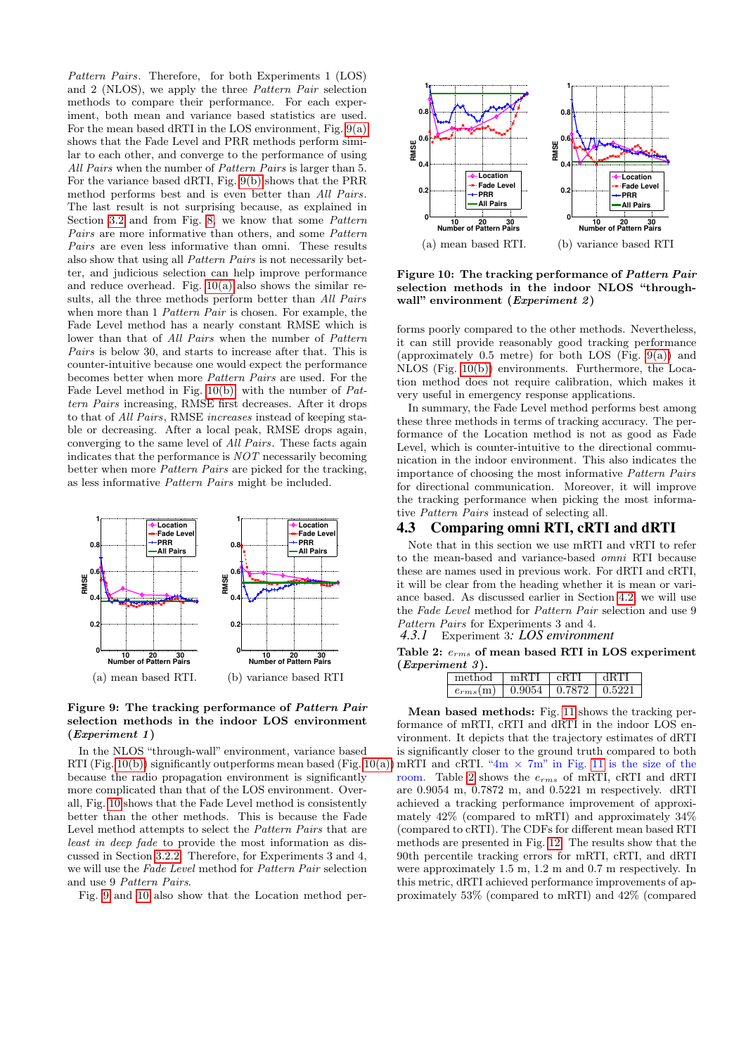*Pattern Pairs*. Therefore, for both Experiments 1 (LOS) and 2 (NLOS), we apply the three *Pattern Pair* selection methods to compare their performance. For each experiment, both mean and variance based statistics are used. For the mean based dRTI in the LOS environment, Fig. 9(a) shows that the Fade Level and PRR methods perform similar to each other, and converge to the performance of using *All Pairs* when the number of *Pattern Pairs* is larger than 5. For the variance based dRTI, Fig. 9(b) shows that the PRR method performs best and is even better than *All Pairs*. The last result is not surprising because, as explained in Section 3.2 and from Fig. 8, we know that some *Pattern Pairs* are more informative than others, and some *Pattern Pairs* are even less informative than omni. These results also show that using all *Pattern Pairs* is not necessarily better, and judicious selection can help improve performance and reduce overhead. Fig. 10(a) also shows the similar results, all the three methods perform better than *All Pairs* when more than 1 *Pattern Pair* is chosen. For example, the Fade Level method has a nearly constant RMSE which is lower than that of *All Pairs* when the number of *Pattern Pairs* is below 30, and starts to increase after that. This is counter-intuitive because one would expect the performance becomes better when more *Pattern Pairs* are used. For the Fade Level method in Fig. 10(b), with the number of *Pattern Pairs* increasing, RMSE first decreases. After it drops to that of *All Pairs*, RMSE *increases* instead of keeping stable or decreasing. After a local peak, RMSE drops again, converging to the same level of *All Pairs*. These facts again indicates that the performance is *NOT* necessarily becoming better when more *Pattern Pairs* are picked for the tracking, as less informative *Pattern Pairs* might be included.

(a) mean based RTI. (b) variance based RTI

**Figure 9: The tracking performance of *Pattern Pair* selection methods in the indoor LOS environment (*Experiment 1*)**

In the NLOS "through-wall" environment, variance based RTI (Fig. 10(b)) significantly outperforms mean based (Fig. 10(a)) because the radio propagation environment is significantly more complicated than that of the LOS environment. Overall, Fig. 10 shows that the Fade Level method is consistently better than the other methods. This is because the Fade Level method attempts to select the *Pattern Pairs* that are *least in deep fade* to provide the most information as discussed in Section 3.2.2. Therefore, for Experiments 3 and 4, we will use the *Fade Level* method for *Pattern Pair* selection and use 9 *Pattern Pairs*.

Fig. 9 and 10 also show that the Location method performs poorly compared to the other methods. Nevertheless, it can still provide reasonably good tracking performance (approximately 0.5 metre) for both LOS (Fig. 9(a)) and NLOS (Fig. 10(b)) environments. Furthermore, the Location method does not require calibration, which makes it very useful in emergency response applications.

(a) mean based RTI. (b) variance based RTI

**Figure 10: The tracking performance of *Pattern Pair* selection methods in the indoor NLOS "through-wall" environment (*Experiment 2*)**

In summary, the Fade Level method performs best among these three methods in terms of tracking accuracy. The performance of the Location method is not as good as Fade Level, which is counter-intuitive to the directional communication in the indoor environment. This also indicates the importance of choosing the most informative *Pattern Pairs* for directional communication. Moreover, it will improve the tracking performance when picking the most informative *Pattern Pairs* instead of selecting all.

## 4.3 Comparing omni RTI, cRTI and dRTI

Note that in this section we use mRTI and vRTI to refer to the mean-based and variance-based *omni* RTI because these are names used in previous work. For dRTI and cRTI, it will be clear from the heading whether it is mean or variance based. As discussed earlier in Section 4.2, we will use the *Fade Level* method for *Pattern Pair* selection and use 9 *Pattern Pairs* for Experiments 3 and 4.

### 4.3.1 Experiment 3: *LOS environment*

**Table 2: $e_{rms}$ of mean based RTI in LOS experiment (*Experiment 3*).**

| method | mRTI | cRTI | dRTI |
|---|---|---|---|
| $e_{rms}$(m) | 0.9054 | 0.7872 | 0.5221 |

**Mean based methods:** Fig. 11 shows the tracking performance of mRTI, cRTI and dRTI in the indoor LOS environment. It depicts that the trajectory estimates of dRTI is significantly closer to the ground truth compared to both mRTI and cRTI. "4m $\times$ 7m" in Fig. 11 is the size of the room. Table 2 shows the $e_{rms}$ of mRTI, cRTI and dRTI are 0.9054 m, 0.7872 m, and 0.5221 m respectively. dRTI achieved a tracking performance improvement of approximately 42% (compared to mRTI) and approximately 34% (compared to cRTI). The CDFs for different mean based RTI methods are presented in Fig. 12. The results show that the 90th percentile tracking errors for mRTI, cRTI, and dRTI were approximately 1.5 m, 1.2 m and 0.7 m respectively. In this metric, dRTI achieved performance improvements of approximately 53% (compared to mRTI) and 42% (compared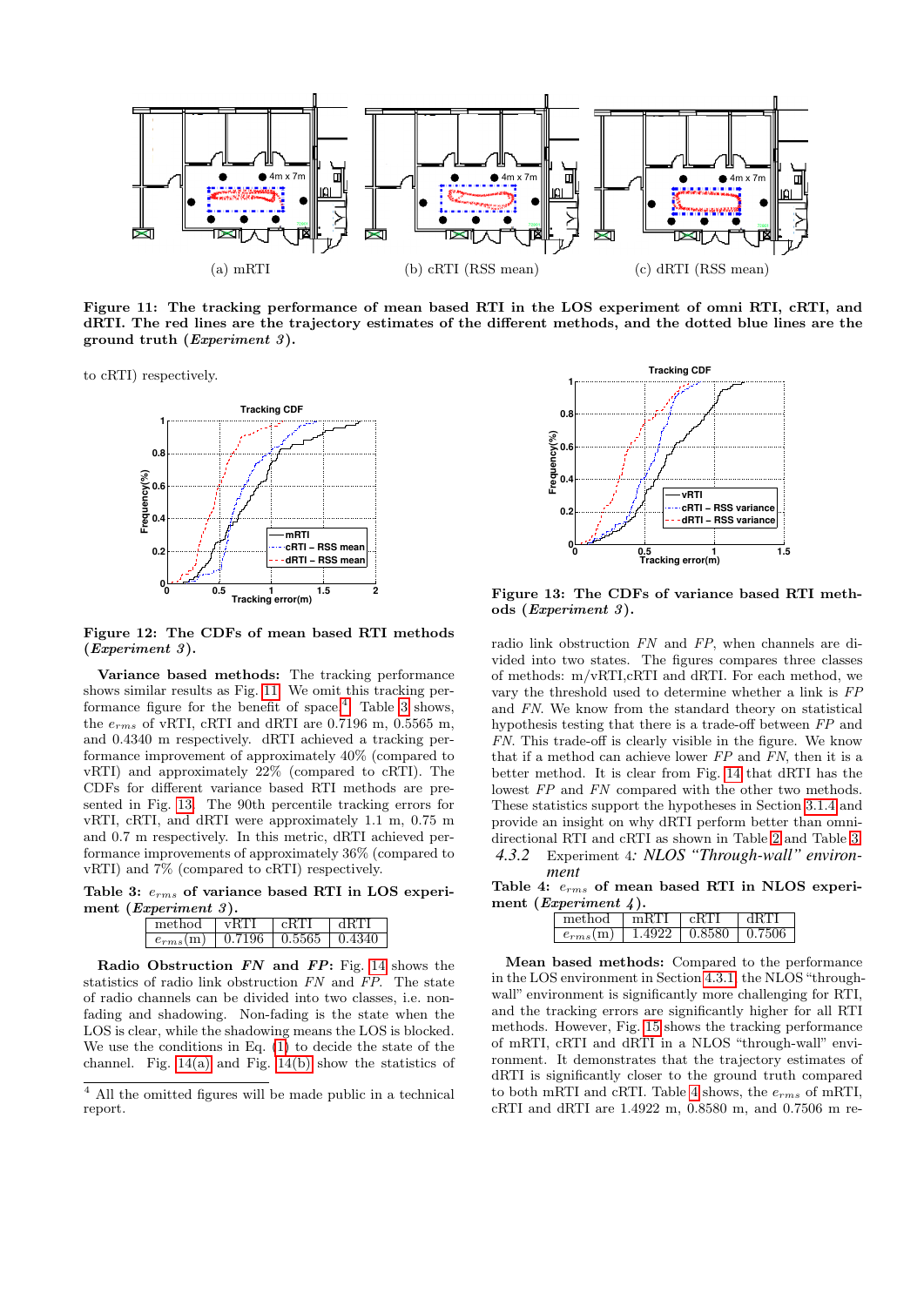(a) mRTI

(b) cRTI (RSS mean)

(c) dRTI (RSS mean)

**Figure 11: The tracking performance of mean based RTI in the LOS experiment of omni RTI, cRTI, and dRTI. The red lines are the trajectory estimates of the different methods, and the dotted blue lines are the ground truth (*Experiment 3*).**

to cRTI) respectively.

**Figure 12: The CDFs of mean based RTI methods (*Experiment 3*).**

**Variance based methods:** The tracking performance shows similar results as Fig. 11. We omit this tracking performance figure for the benefit of space[4]. Table 3 shows, the $e_{rms}$ of vRTI, cRTI and dRTI are 0.7196 m, 0.5565 m, and 0.4340 m respectively. dRTI achieved a tracking performance improvement of approximately 40% (compared to vRTI) and approximately 22% (compared to cRTI). The CDFs for different variance based RTI methods are presented in Fig. 13. The 90th percentile tracking errors for vRTI, cRTI, and dRTI were approximately 1.1 m, 0.75 m and 0.7 m respectively. In this metric, dRTI achieved performance improvements of approximately 36% (compared to vRTI) and 7% (compared to cRTI) respectively.

**Table 3: $e_{rms}$ of variance based RTI in LOS experiment (*Experiment 3*).**

| method | vRTI | cRTI | dRTI |
|---|---|---|---|
| $e_{rms}$(m) | 0.7196 | 0.5565 | 0.4340 |

**Radio Obstruction *FN* and *FP*:** Fig. 14 shows the statistics of radio link obstruction *FN* and *FP*. The state of radio channels can be divided into two classes, i.e. non-fading and shadowing. Non-fading is the state when the LOS is clear, while the shadowing means the LOS is blocked. We use the conditions in Eq. (1) to decide the state of the channel. Fig. 14(a) and Fig. 14(b) show the statistics of radio link obstruction *FN* and *FP*, when channels are divided into two states. The figures compares three classes of methods: m/vRTI,cRTI and dRTI. For each method, we vary the threshold used to determine whether a link is *FP* and *FN*. We know from the standard theory on statistical hypothesis testing that there is a trade-off between *FP* and *FN*. This trade-off is clearly visible in the figure. We know that if a method can achieve lower *FP* and *FN*, then it is a better method. It is clear from Fig. 14 that dRTI has the lowest *FP* and *FN* compared with the other two methods. These statistics support the hypotheses in Section 3.1.4 and provide an insight on why dRTI perform better than omni-directional RTI and cRTI as shown in Table 2 and Table 3.

[4] All the omitted figures will be made public in a technical report.

**Figure 13: The CDFs of variance based RTI methods (*Experiment 3*).**

### 4.3.2 Experiment 4: *NLOS "Through-wall" environment*

**Table 4: $e_{rms}$ of mean based RTI in NLOS experiment (*Experiment 4*).**

| method | mRTI | cRTI | dRTI |
|---|---|---|---|
| $e_{rms}$(m) | 1.4922 | 0.8580 | 0.7506 |

**Mean based methods:** Compared to the performance in the LOS environment in Section 4.3.1, the NLOS "through-wall" environment is significantly more challenging for RTI, and the tracking errors are significantly higher for all RTI methods. However, Fig. 15 shows the tracking performance of mRTI, cRTI and dRTI in a NLOS "through-wall" environment. It demonstrates that the trajectory estimates of dRTI is significantly closer to the ground truth compared to both mRTI and cRTI. Table 4 shows, the $e_{rms}$ of mRTI, cRTI and dRTI are 1.4922 m, 0.8580 m, and 0.7506 m re-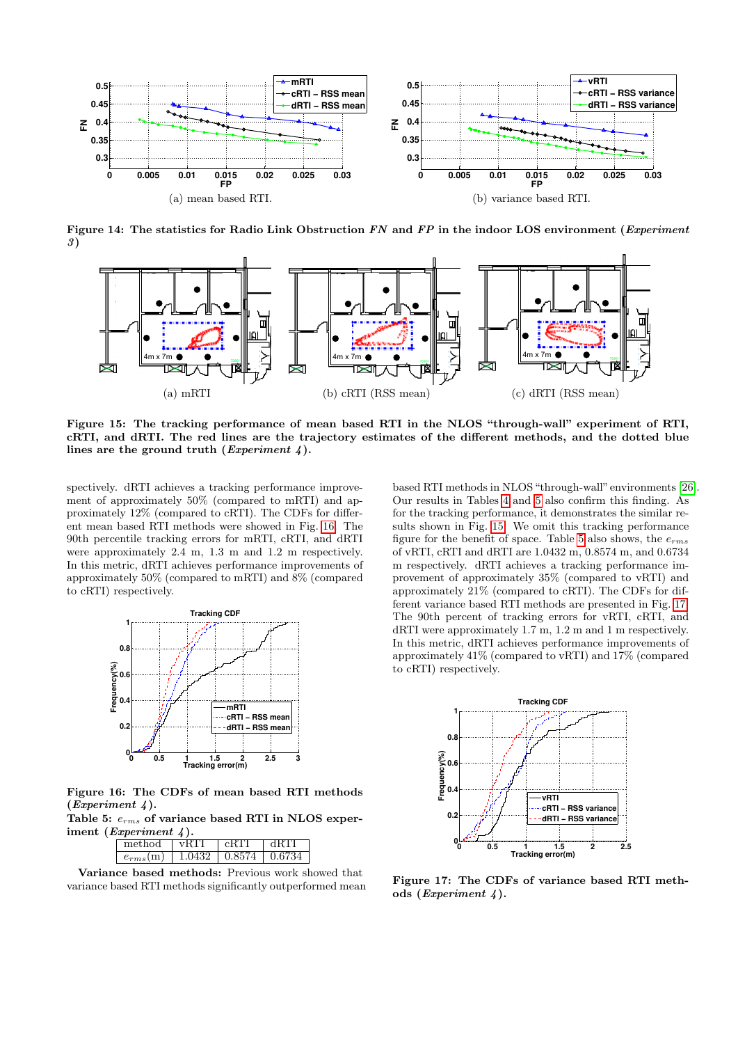(a) mean based RTI.

(b) variance based RTI.

**Figure 14: The statistics for Radio Link Obstruction *FN* and *FP* in the indoor LOS environment (*Experiment 3*)**

(a) mRTI

(b) cRTI (RSS mean)

(c) dRTI (RSS mean)

**Figure 15: The tracking performance of mean based RTI in the NLOS "through-wall" experiment of RTI, cRTI, and dRTI. The red lines are the trajectory estimates of the different methods, and the dotted blue lines are the ground truth (*Experiment 4*).**

spectively. dRTI achieves a tracking performance improvement of approximately 50% (compared to mRTI) and approximately 12% (compared to cRTI). The CDFs for different mean based RTI methods were showed in Fig. 16. The 90th percentile tracking errors for mRTI, cRTI, and dRTI were approximately 2.4 m, 1.3 m and 1.2 m respectively. In this metric, dRTI achieves performance improvements of approximately 50% (compared to mRTI) and 8% (compared to cRTI) respectively.

**Figure 16: The CDFs of mean based RTI methods (*Experiment 4*).**

**Table 5: $e_{rms}$ of variance based RTI in NLOS experiment (*Experiment 4*).**

| method | vRTI | cRTI | dRTI |
|---|---|---|---|
| $e_{rms}$(m) | 1.0432 | 0.8574 | 0.6734 |

**Variance based methods:** Previous work showed that variance based RTI methods significantly outperformed mean based RTI methods in NLOS "through-wall" environments [26]. Our results in Tables 4 and 5 also confirm this finding. As for the tracking performance, it demonstrates the similar results shown in Fig. 15. We omit this tracking performance figure for the benefit of space. Table 5 also shows, the $e_{rms}$ of vRTI, cRTI and dRTI are 1.0432 m, 0.8574 m, and 0.6734 m respectively. dRTI achieves a tracking performance improvement of approximately 35% (compared to vRTI) and approximately 21% (compared to cRTI). The CDFs for different variance based RTI methods are presented in Fig. 17. The 90th percent of tracking errors for vRTI, cRTI, and dRTI were approximately 1.7 m, 1.2 m and 1 m respectively. In this metric, dRTI achieves performance improvements of approximately 41% (compared to vRTI) and 17% (compared to cRTI) respectively.

**Figure 17: The CDFs of variance based RTI methods (*Experiment 4*).**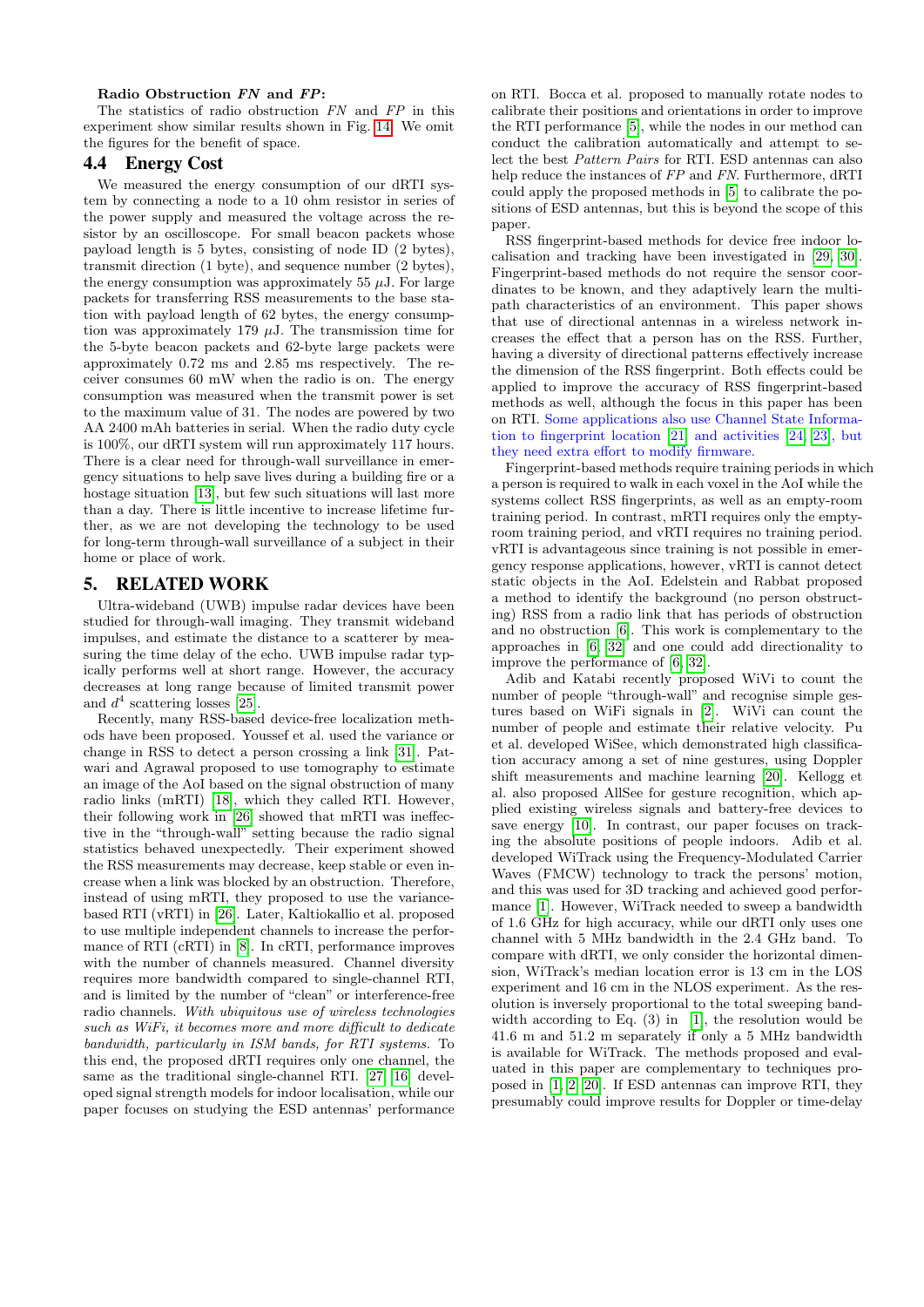**Radio Obstruction *FN* and *FP*:**

The statistics of radio obstruction *FN* and *FP* in this experiment show similar results shown in Fig. 14. We omit the figures for the benefit of space.

## 4.4 Energy Cost

We measured the energy consumption of our dRTI system by connecting a node to a 10 ohm resistor in series of the power supply and measured the voltage across the resistor by an oscilloscope. For small beacon packets whose payload length is 5 bytes, consisting of node ID (2 bytes), transmit direction (1 byte), and sequence number (2 bytes), the energy consumption was approximately 55 $\mu$J. For large packets for transferring RSS measurements to the base station with payload length of 62 bytes, the energy consumption was approximately 179 $\mu$J. The transmission time for the 5-byte beacon packets and 62-byte large packets were approximately 0.72 ms and 2.85 ms respectively. The receiver consumes 60 mW when the radio is on. The energy consumption was measured when the transmit power is set to the maximum value of 31. The nodes are powered by two AA 2400 mAh batteries in serial. When the radio duty cycle is 100%, our dRTI system will run approximately 117 hours. There is a clear need for through-wall surveillance in emergency situations to help save lives during a building fire or a hostage situation [13], but few such situations will last more than a day. There is little incentive to increase lifetime further, as we are not developing the technology to be used for long-term through-wall surveillance of a subject in their home or place of work.

# 5. RELATED WORK

Ultra-wideband (UWB) impulse radar devices have been studied for through-wall imaging. They transmit wideband impulses, and estimate the distance to a scatterer by measuring the time delay of the echo. UWB impulse radar typically performs well at short range. However, the accuracy decreases at long range because of limited transmit power and $d^4$ scattering losses [25].

Recently, many RSS-based device-free localization methods have been proposed. Youssef et al. used the variance or change in RSS to detect a person crossing a link [31]. Patwari and Agrawal proposed to use tomography to estimate an image of the AoI based on the signal obstruction of many radio links (mRTI) [18], which they called RTI. However, their following work in [26] showed that mRTI was ineffective in the "through-wall" setting because the radio signal statistics behaved unexpectedly. Their experiment showed the RSS measurements may decrease, keep stable or even increase when a link was blocked by an obstruction. Therefore, instead of using mRTI, they proposed to use the variance-based RTI (vRTI) in [26]. Later, Kaltiokallio et al. proposed to use multiple independent channels to increase the performance of RTI (cRTI) in [8]. In cRTI, performance improves with the number of channels measured. Channel diversity requires more bandwidth compared to single-channel RTI, and is limited by the number of "clean" or interference-free radio channels. *With ubiquitous use of wireless technologies such as WiFi, it becomes more and more difficult to dedicate bandwidth, particularly in ISM bands, for RTI systems.* To this end, the proposed dRTI requires only one channel, the same as the traditional single-channel RTI. [27] [16] developed signal strength models for indoor localisation, while our paper focuses on studying the ESD antennas' performance on RTI. Bocca et al. proposed to manually rotate nodes to calibrate their positions and orientations in order to improve the RTI performance [5], while the nodes in our method can conduct the calibration automatically and attempt to select the best *Pattern Pairs* for RTI. ESD antennas can also help reduce the instances of *FP* and *FN*. Furthermore, dRTI could apply the proposed methods in [5] to calibrate the positions of ESD antennas, but this is beyond the scope of this paper.

RSS fingerprint-based methods for device free indoor localisation and tracking have been investigated in [29, 30]. Fingerprint-based methods do not require the sensor coordinates to be known, and they adaptively learn the multipath characteristics of an environment. This paper shows that use of directional antennas in a wireless network increases the effect that a person has on the RSS. Further, having a diversity of directional patterns effectively increase the dimension of the RSS fingerprint. Both effects could be applied to improve the accuracy of RSS fingerprint-based methods as well, although the focus in this paper has been on RTI. Some applications also use Channel State Information to fingerprint location [21] and activities [24, 23], but they need extra effort to modify firmware.

Fingerprint-based methods require training periods in which a person is required to walk in each voxel in the AoI while the systems collect RSS fingerprints, as well as an empty-room training period. In contrast, mRTI requires only the empty-room training period, and vRTI requires no training period. vRTI is advantageous since training is not possible in emergency response applications, however, vRTI is cannot detect static objects in the AoI. Edelstein and Rabbat proposed a method to identify the background (no person obstructing) RSS from a radio link that has periods of obstruction and no obstruction [6]. This work is complementary to the approaches in [6, 32] and one could add directionality to improve the performance of [6, 32].

Adib and Katabi recently proposed WiVi to count the number of people "through-wall" and recognise simple gestures based on WiFi signals in [2]. WiVi can count the number of people and estimate their relative velocity. Pu et al. developed WiSee, which demonstrated high classification accuracy among a set of nine gestures, using Doppler shift measurements and machine learning [20]. Kellogg et al. also proposed AllSee for gesture recognition, which applied existing wireless signals and battery-free devices to save energy [10]. In contrast, our paper focuses on tracking the absolute positions of people indoors. Adib et al. developed WiTrack using the Frequency-Modulated Carrier Waves (FMCW) technology to track the persons' motion, and this was used for 3D tracking and achieved good performance [1]. However, WiTrack needed to sweep a bandwidth of 1.6 GHz for high accuracy, while our dRTI only uses one channel with 5 MHz bandwidth in the 2.4 GHz band. To compare with dRTI, we only consider the horizontal dimension, WiTrack's median location error is 13 cm in the LOS experiment and 16 cm in the NLOS experiment. As the resolution is inversely proportional to the total sweeping bandwidth according to Eq. (3) in [1], the resolution would be 41.6 m and 51.2 m separately if only a 5 MHz bandwidth is available for WiTrack. The methods proposed and evaluated in this paper are complementary to techniques proposed in [1, 2, 20]. If ESD antennas can improve RTI, they presumably could improve results for Doppler or time-delay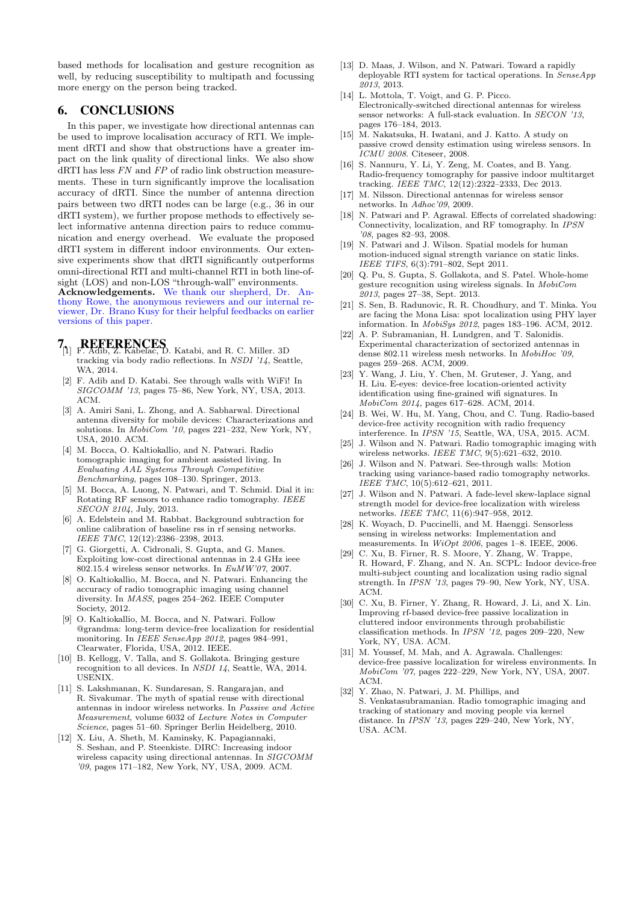based methods for localisation and gesture recognition as well, by reducing susceptibility to multipath and focussing more energy on the person being tracked.

## 6. CONCLUSIONS

In this paper, we investigate how directional antennas can be used to improve localisation accuracy of RTI. We implement dRTI and show that obstructions have a greater impact on the link quality of directional links. We also show dRTI has less *FN* and *FP* of radio link obstruction measurements. These in turn significantly improve the localisation accuracy of dRTI. Since the number of antenna direction pairs between two dRTI nodes can be large (e.g., 36 in our dRTI system), we further propose methods to effectively select informative antenna direction pairs to reduce communication and energy overhead. We evaluate the proposed dRTI system in different indoor environments. Our extensive experiments show that dRTI significantly outperforms omni-directional RTI and multi-channel RTI in both line-of-sight (LOS) and non-LOS "through-wall" environments.

**Acknowledgements.** We thank our shepherd, Dr. Anthony Rowe, the anonymous reviewers and our internal reviewer, Dr. Brano Kusy for their helpful feedbacks on earlier versions of this paper.

## 7. REFERENCES

[1] F. Adib, Z. Kabelac, D. Katabi, and R. C. Miller. 3D tracking via body radio reflections. In *NSDI '14*, Seattle, WA, 2014.

[2] F. Adib and D. Katabi. See through walls with WiFi! In *SIGCOMM '13*, pages 75–86, New York, NY, USA, 2013. ACM.

[3] A. Amiri Sani, L. Zhong, and A. Sabharwal. Directional antenna diversity for mobile devices: Characterizations and solutions. In *MobiCom '10*, pages 221–232, New York, NY, USA, 2010. ACM.

[4] M. Bocca, O. Kaltiokallio, and N. Patwari. Radio tomographic imaging for ambient assisted living. In *Evaluating AAL Systems Through Competitive Benchmarking*, pages 108–130. Springer, 2013.

[5] M. Bocca, A. Luong, N. Patwari, and T. Schmid. Dial it in: Rotating RF sensors to enhance radio tomography. *IEEE SECON 2104*, July, 2013.

[6] A. Edelstein and M. Rabbat. Background subtraction for online calibration of baseline rss in rf sensing networks. *IEEE TMC*, 12(12):2386–2398, 2013.

[7] G. Giorgetti, A. Cidronali, S. Gupta, and G. Manes. Exploiting low-cost directional antennas in 2.4 GHz ieee 802.15.4 wireless sensor networks. In *EuMW'07*, 2007.

[8] O. Kaltiokallio, M. Bocca, and N. Patwari. Enhancing the accuracy of radio tomographic imaging using channel diversity. In *MASS*, pages 254–262. IEEE Computer Society, 2012.

[9] O. Kaltiokallio, M. Bocca, and N. Patwari. Follow @grandma: long-term device-free localization for residential monitoring. In *IEEE SenseApp 2012*, pages 984–991, Clearwater, Florida, USA, 2012. IEEE.

[10] B. Kellogg, V. Talla, and S. Gollakota. Bringing gesture recognition to all devices. In *NSDI 14*, Seattle, WA, 2014. USENIX.

[11] S. Lakshmanan, K. Sundaresan, S. Rangarajan, and R. Sivakumar. The myth of spatial reuse with directional antennas in indoor wireless networks. In *Passive and Active Measurement*, volume 6032 of *Lecture Notes in Computer Science*, pages 51–60. Springer Berlin Heidelberg, 2010.

[12] X. Liu, A. Sheth, M. Kaminsky, K. Papagiannaki, S. Seshan, and P. Steenkiste. DIRC: Increasing indoor wireless capacity using directional antennas. In *SIGCOMM '09*, pages 171–182, New York, NY, USA, 2009. ACM.

[13] D. Maas, J. Wilson, and N. Patwari. Toward a rapidly deployable RTI system for tactical operations. In *SenseApp 2013*, 2013.

[14] L. Mottola, T. Voigt, and G. P. Picco. Electronically-switched directional antennas for wireless sensor networks: A full-stack evaluation. In *SECON '13*, pages 176–184, 2013.

[15] M. Nakatsuka, H. Iwatani, and J. Katto. A study on passive crowd density estimation using wireless sensors. In *ICMU 2008*. Citeseer, 2008.

[16] S. Nannuru, Y. Li, Y. Zeng, M. Coates, and B. Yang. Radio-frequency tomography for passive indoor multitarget tracking. *IEEE TMC*, 12(12):2322–2333, Dec 2013.

[17] M. Nilsson. Directional antennas for wireless sensor networks. In *Adhoc'09*, 2009.

[18] N. Patwari and P. Agrawal. Effects of correlated shadowing: Connectivity, localization, and RF tomography. In *IPSN '08*, pages 82–93, 2008.

[19] N. Patwari and J. Wilson. Spatial models for human motion-induced signal strength variance on static links. *IEEE TIFS*, 6(3):791–802, Sept 2011.

[20] Q. Pu, S. Gupta, S. Gollakota, and S. Patel. Whole-home gesture recognition using wireless signals. In *MobiCom 2013*, pages 27–38, Sept. 2013.

[21] S. Sen, B. Radunovic, R. R. Choudhury, and T. Minka. You are facing the Mona Lisa: spot localization using PHY layer information. In *MobiSys 2012*, pages 183–196. ACM, 2012.

[22] A. P. Subramanian, H. Lundgren, and T. Salonidis. Experimental characterization of sectorized antennas in dense 802.11 wireless mesh networks. In *MobiHoc '09*, pages 259–268. ACM, 2009.

[23] Y. Wang, J. Liu, Y. Chen, M. Gruteser, J. Yang, and H. Liu. E-eyes: device-free location-oriented activity identification using fine-grained wifi signatures. In *MobiCom 2014*, pages 617–628. ACM, 2014.

[24] B. Wei, W. Hu, M. Yang, Chou, and C. Tung. Radio-based device-free activity recognition with radio frequency interference. In *IPSN '15*, Seattle, WA, USA, 2015. ACM.

[25] J. Wilson and N. Patwari. Radio tomographic imaging with wireless networks. *IEEE TMC*, 9(5):621–632, 2010.

[26] J. Wilson and N. Patwari. See-through walls: Motion tracking using variance-based radio tomography networks. *IEEE TMC*, 10(5):612–621, 2011.

[27] J. Wilson and N. Patwari. A fade-level skew-laplace signal strength model for device-free localization with wireless networks. *IEEE TMC*, 11(6):947–958, 2012.

[28] K. Woyach, D. Puccinelli, and M. Haenggi. Sensorless sensing in wireless networks: Implementation and measurements. In *WiOpt 2006*, pages 1–8. IEEE, 2006.

[29] C. Xu, B. Firner, R. S. Moore, Y. Zhang, W. Trappe, R. Howard, F. Zhang, and N. An. SCPL: Indoor device-free multi-subject counting and localization using radio signal strength. In *IPSN '13*, pages 79–90, New York, NY, USA. ACM.

[30] C. Xu, B. Firner, Y. Zhang, R. Howard, J. Li, and X. Lin. Improving rf-based device-free passive localization in cluttered indoor environments through probabilistic classification methods. In *IPSN '12*, pages 209–220, New York, NY, USA. ACM.

[31] M. Youssef, M. Mah, and A. Agrawala. Challenges: device-free passive localization for wireless environments. In *MobiCom '07*, pages 222–229, New York, NY, USA, 2007. ACM.

[32] Y. Zhao, N. Patwari, J. M. Phillips, and S. Venkatasubramanian. Radio tomographic imaging and tracking of stationary and moving people via kernel distance. In *IPSN '13*, pages 229–240, New York, NY, USA. ACM.